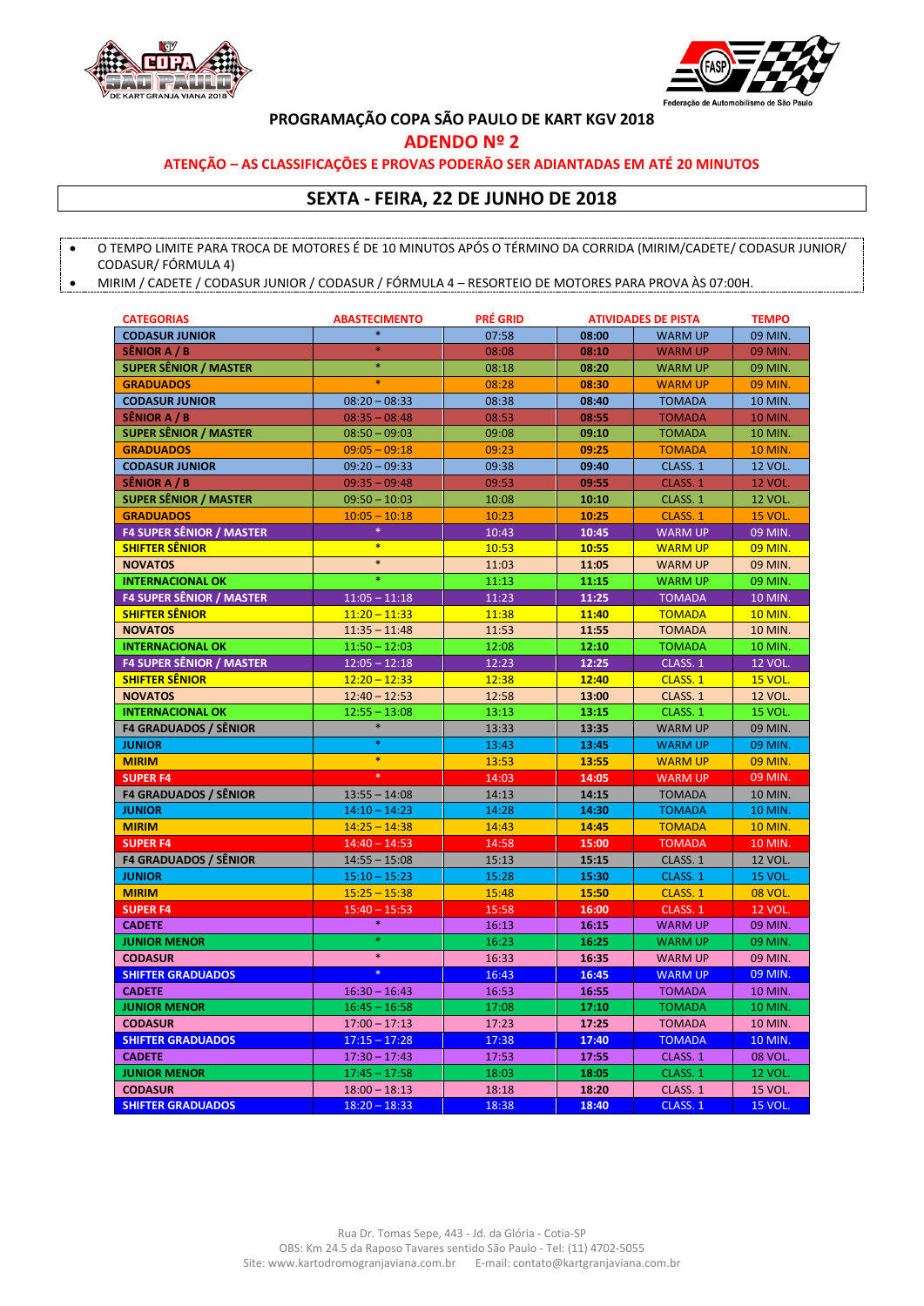# PROGRAMAÇÃO COPA SÃO PAULO DE KART KGV 2018

## ADENDO Nº 2

**ATENÇÃO – AS CLASSIFICAÇÕES E PROVAS PODERÃO SER ADIANTADAS EM ATÉ 20 MINUTOS**

## SEXTA - FEIRA, 22 DE JUNHO DE 2018

- O TEMPO LIMITE PARA TROCA DE MOTORES É DE 10 MINUTOS APÓS O TÉRMINO DA CORRIDA (MIRIM/CADETE/ CODASUR JUNIOR/ CODASUR/ FÓRMULA 4)
- MIRIM / CADETE / CODASUR JUNIOR / CODASUR / FÓRMULA 4 – RESORTEIO DE MOTORES PARA PROVA ÀS 07:00H.

| CATEGORIAS | ABASTECIMENTO | PRÉ GRID | ATIVIDADES DE PISTA | | TEMPO |
|---|---|---|---|---|---|
| CODASUR JUNIOR | * | 07:58 | 08:00 | WARM UP | 09 MIN. |
| SÊNIOR A / B | * | 08:08 | 08:10 | WARM UP | 09 MIN. |
| SUPER SÊNIOR / MASTER | * | 08:18 | 08:20 | WARM UP | 09 MIN. |
| GRADUADOS | * | 08:28 | 08:30 | WARM UP | 09 MIN. |
| CODASUR JUNIOR | 08:20 – 08:33 | 08:38 | 08:40 | TOMADA | 10 MIN. |
| SÊNIOR A / B | 08:35 – 08:48 | 08:53 | 08:55 | TOMADA | 10 MIN. |
| SUPER SÊNIOR / MASTER | 08:50 – 09:03 | 09:08 | 09:10 | TOMADA | 10 MIN. |
| GRADUADOS | 09:05 – 09:18 | 09:23 | 09:25 | TOMADA | 10 MIN. |
| CODASUR JUNIOR | 09:20 – 09:33 | 09:38 | 09:40 | CLASS. 1 | 12 VOL. |
| SÊNIOR A / B | 09:35 – 09:48 | 09:53 | 09:55 | CLASS. 1 | 12 VOL. |
| SUPER SÊNIOR / MASTER | 09:50 – 10:03 | 10:08 | 10:10 | CLASS. 1 | 12 VOL. |
| GRADUADOS | 10:05 – 10:18 | 10:23 | 10:25 | CLASS. 1 | 15 VOL. |
| F4 SUPER SÊNIOR / MASTER | * | 10:43 | 10:45 | WARM UP | 09 MIN. |
| SHIFTER SÊNIOR | * | 10:53 | 10:55 | WARM UP | 09 MIN. |
| NOVATOS | * | 11:03 | 11:05 | WARM UP | 09 MIN. |
| INTERNACIONAL OK | * | 11:13 | 11:15 | WARM UP | 09 MIN. |
| F4 SUPER SÊNIOR / MASTER | 11:05 – 11:18 | 11:23 | 11:25 | TOMADA | 10 MIN. |
| SHIFTER SÊNIOR | 11:20 – 11:33 | 11:38 | 11:40 | TOMADA | 10 MIN. |
| NOVATOS | 11:35 – 11:48 | 11:53 | 11:55 | TOMADA | 10 MIN. |
| INTERNACIONAL OK | 11:50 – 12:03 | 12:08 | 12:10 | TOMADA | 10 MIN. |
| F4 SUPER SÊNIOR / MASTER | 12:05 – 12:18 | 12:23 | 12:25 | CLASS. 1 | 12 VOL. |
| SHIFTER SÊNIOR | 12:20 – 12:33 | 12:38 | 12:40 | CLASS. 1 | 15 VOL. |
| NOVATOS | 12:40 – 12:53 | 12:58 | 13:00 | CLASS. 1 | 12 VOL. |
| INTERNACIONAL OK | 12:55 – 13:08 | 13:13 | 13:15 | CLASS. 1 | 15 VOL. |
| F4 GRADUADOS / SÊNIOR | * | 13:33 | 13:35 | WARM UP | 09 MIN. |
| JUNIOR | * | 13:43 | 13:45 | WARM UP | 09 MIN. |
| MIRIM | * | 13:53 | 13:55 | WARM UP | 09 MIN. |
| SUPER F4 | * | 14:03 | 14:05 | WARM UP | 09 MIN. |
| F4 GRADUADOS / SÊNIOR | 13:55 – 14:08 | 14:13 | 14:15 | TOMADA | 10 MIN. |
| JUNIOR | 14:10 – 14:23 | 14:28 | 14:30 | TOMADA | 10 MIN. |
| MIRIM | 14:25 – 14:38 | 14:43 | 14:45 | TOMADA | 10 MIN. |
| SUPER F4 | 14:40 – 14:53 | 14:58 | 15:00 | TOMADA | 10 MIN. |
| F4 GRADUADOS / SÊNIOR | 14:55 – 15:08 | 15:13 | 15:15 | CLASS. 1 | 12 VOL. |
| JUNIOR | 15:10 – 15:23 | 15:28 | 15:30 | CLASS. 1 | 15 VOL. |
| MIRIM | 15:25 – 15:38 | 15:48 | 15:50 | CLASS. 1 | 08 VOL. |
| SUPER F4 | 15:40 – 15:53 | 15:58 | 16:00 | CLASS. 1 | 12 VOL. |
| CADETE | * | 16:13 | 16:15 | WARM UP | 09 MIN. |
| JUNIOR MENOR | * | 16:23 | 16:25 | WARM UP | 09 MIN. |
| CODASUR | * | 16:33 | 16:35 | WARM UP | 09 MIN. |
| SHIFTER GRADUADOS | * | 16:43 | 16:45 | WARM UP | 09 MIN. |
| CADETE | 16:30 – 16:43 | 16:53 | 16:55 | TOMADA | 10 MIN. |
| JUNIOR MENOR | 16:45 – 16:58 | 17:08 | 17:10 | TOMADA | 10 MIN. |
| CODASUR | 17:00 – 17:13 | 17:23 | 17:25 | TOMADA | 10 MIN. |
| SHIFTER GRADUADOS | 17:15 – 17:28 | 17:38 | 17:40 | TOMADA | 10 MIN. |
| CADETE | 17:30 – 17:43 | 17:53 | 17:55 | CLASS. 1 | 08 VOL. |
| JUNIOR MENOR | 17:45 – 17:58 | 18:03 | 18:05 | CLASS. 1 | 12 VOL. |
| CODASUR | 18:00 – 18:13 | 18:18 | 18:20 | CLASS. 1 | 15 VOL. |
| SHIFTER GRADUADOS | 18:20 – 18:33 | 18:38 | 18:40 | CLASS. 1 | 15 VOL. |

Rua Dr. Tomas Sepe, 443 - Jd. da Glória - Cotia-SP
OBS: Km 24.5 da Raposo Tavares sentido São Paulo - Tel: (11) 4702-5055
Site: www.kartodromogranjaviana.com.br E-mail: contato@kartgranjaviana.com.br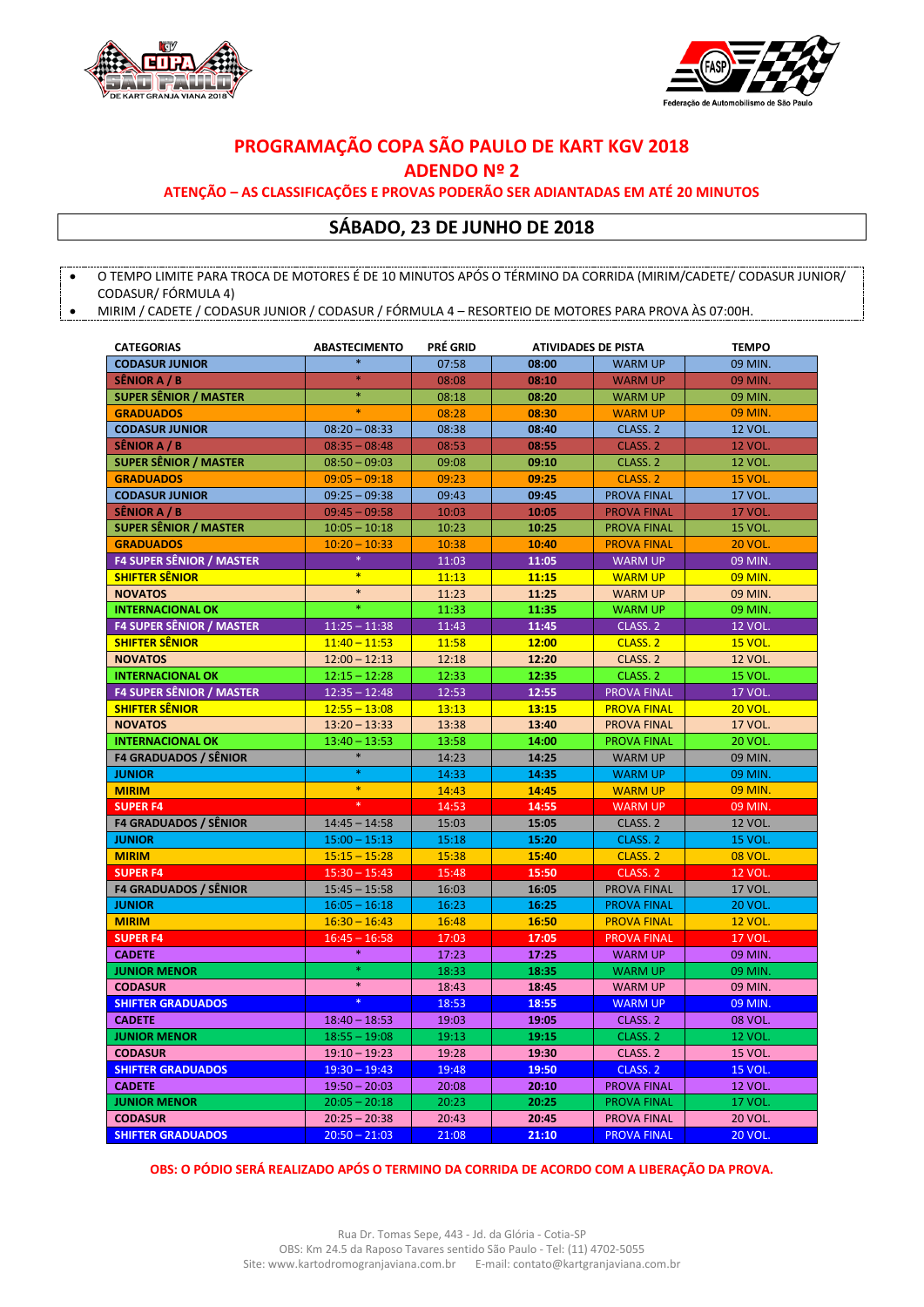# PROGRAMAÇÃO COPA SÃO PAULO DE KART KGV 2018

## ADENDO Nº 2

**ATENÇÃO – AS CLASSIFICAÇÕES E PROVAS PODERÃO SER ADIANTADAS EM ATÉ 20 MINUTOS**

## SÁBADO, 23 DE JUNHO DE 2018

- O TEMPO LIMITE PARA TROCA DE MOTORES É DE 10 MINUTOS APÓS O TÉRMINO DA CORRIDA (MIRIM/CADETE/ CODASUR JUNIOR/ CODASUR/ FÓRMULA 4)
- MIRIM / CADETE / CODASUR JUNIOR / CODASUR / FÓRMULA 4 – RESORTEIO DE MOTORES PARA PROVA ÀS 07:00H.

| CATEGORIAS | ABASTECIMENTO | PRÉ GRID | ATIVIDADES DE PISTA | | TEMPO |
|---|---|---|---|---|---|
| CODASUR JUNIOR | * | 07:58 | 08:00 | WARM UP | 09 MIN. |
| SÊNIOR A / B | * | 08:08 | 08:10 | WARM UP | 09 MIN. |
| SUPER SÊNIOR / MASTER | * | 08:18 | 08:20 | WARM UP | 09 MIN. |
| GRADUADOS | * | 08:28 | 08:30 | WARM UP | 09 MIN. |
| CODASUR JUNIOR | 08:20 – 08:33 | 08:38 | 08:40 | CLASS. 2 | 12 VOL. |
| SÊNIOR A / B | 08:35 – 08:48 | 08:53 | 08:55 | CLASS. 2 | 12 VOL. |
| SUPER SÊNIOR / MASTER | 08:50 – 09:03 | 09:08 | 09:10 | CLASS. 2 | 12 VOL. |
| GRADUADOS | 09:05 – 09:18 | 09:23 | 09:25 | CLASS. 2 | 15 VOL. |
| CODASUR JUNIOR | 09:25 – 09:38 | 09:43 | 09:45 | PROVA FINAL | 17 VOL. |
| SÊNIOR A / B | 09:45 – 09:58 | 10:03 | 10:05 | PROVA FINAL | 17 VOL. |
| SUPER SÊNIOR / MASTER | 10:05 – 10:18 | 10:23 | 10:25 | PROVA FINAL | 15 VOL. |
| GRADUADOS | 10:20 – 10:33 | 10:38 | 10:40 | PROVA FINAL | 20 VOL. |
| F4 SUPER SÊNIOR / MASTER | * | 11:03 | 11:05 | WARM UP | 09 MIN. |
| SHIFTER SÊNIOR | * | 11:13 | 11:15 | WARM UP | 09 MIN. |
| NOVATOS | * | 11:23 | 11:25 | WARM UP | 09 MIN. |
| INTERNACIONAL OK | * | 11:33 | 11:35 | WARM UP | 09 MIN. |
| F4 SUPER SÊNIOR / MASTER | 11:25 – 11:38 | 11:43 | 11:45 | CLASS. 2 | 12 VOL. |
| SHIFTER SÊNIOR | 11:40 – 11:53 | 11:58 | 12:00 | CLASS. 2 | 15 VOL. |
| NOVATOS | 12:00 – 12:13 | 12:18 | 12:20 | CLASS. 2 | 12 VOL. |
| INTERNACIONAL OK | 12:15 – 12:28 | 12:33 | 12:35 | CLASS. 2 | 15 VOL. |
| F4 SUPER SÊNIOR / MASTER | 12:35 – 12:48 | 12:53 | 12:55 | PROVA FINAL | 17 VOL. |
| SHIFTER SÊNIOR | 12:55 – 13:08 | 13:13 | 13:15 | PROVA FINAL | 20 VOL. |
| NOVATOS | 13:20 – 13:33 | 13:38 | 13:40 | PROVA FINAL | 17 VOL. |
| INTERNACIONAL OK | 13:40 – 13:53 | 13:58 | 14:00 | PROVA FINAL | 20 VOL. |
| F4 GRADUADOS / SÊNIOR | * | 14:23 | 14:25 | WARM UP | 09 MIN. |
| JUNIOR | * | 14:33 | 14:35 | WARM UP | 09 MIN. |
| MIRIM | * | 14:43 | 14:45 | WARM UP | 09 MIN. |
| SUPER F4 | * | 14:53 | 14:55 | WARM UP | 09 MIN. |
| F4 GRADUADOS / SÊNIOR | 14:45 – 14:58 | 15:03 | 15:05 | CLASS. 2 | 12 VOL. |
| JUNIOR | 15:00 – 15:13 | 15:18 | 15:20 | CLASS. 2 | 15 VOL. |
| MIRIM | 15:15 – 15:28 | 15:38 | 15:40 | CLASS. 2 | 08 VOL. |
| SUPER F4 | 15:30 – 15:43 | 15:48 | 15:50 | CLASS. 2 | 12 VOL. |
| F4 GRADUADOS / SÊNIOR | 15:45 – 15:58 | 16:03 | 16:05 | PROVA FINAL | 17 VOL. |
| JUNIOR | 16:05 – 16:18 | 16:23 | 16:25 | PROVA FINAL | 20 VOL. |
| MIRIM | 16:30 – 16:43 | 16:48 | 16:50 | PROVA FINAL | 12 VOL. |
| SUPER F4 | 16:45 – 16:58 | 17:03 | 17:05 | PROVA FINAL | 17 VOL. |
| CADETE | * | 17:23 | 17:25 | WARM UP | 09 MIN. |
| JUNIOR MENOR | * | 18:33 | 18:35 | WARM UP | 09 MIN. |
| CODASUR | * | 18:43 | 18:45 | WARM UP | 09 MIN. |
| SHIFTER GRADUADOS | * | 18:53 | 18:55 | WARM UP | 09 MIN. |
| CADETE | 18:40 – 18:53 | 19:03 | 19:05 | CLASS. 2 | 08 VOL. |
| JUNIOR MENOR | 18:55 – 19:08 | 19:13 | 19:15 | CLASS. 2 | 12 VOL. |
| CODASUR | 19:10 – 19:23 | 19:28 | 19:30 | CLASS. 2 | 15 VOL. |
| SHIFTER GRADUADOS | 19:30 – 19:43 | 19:48 | 19:50 | CLASS. 2 | 15 VOL. |
| CADETE | 19:50 – 20:03 | 20:08 | 20:10 | PROVA FINAL | 12 VOL. |
| JUNIOR MENOR | 20:05 – 20:18 | 20:23 | 20:25 | PROVA FINAL | 17 VOL. |
| CODASUR | 20:25 – 20:38 | 20:43 | 20:45 | PROVA FINAL | 20 VOL. |
| SHIFTER GRADUADOS | 20:50 – 21:03 | 21:08 | 21:10 | PROVA FINAL | 20 VOL. |

**OBS: O PÓDIO SERÁ REALIZADO APÓS O TERMINO DA CORRIDA DE ACORDO COM A LIBERAÇÃO DA PROVA.**

Rua Dr. Tomas Sepe, 443 - Jd. da Glória - Cotia-SP
OBS: Km 24.5 da Raposo Tavares sentido São Paulo - Tel: (11) 4702-5055
Site: www.kartodromogranjaviana.com.br E-mail: contato@kartgranjaviana.com.br